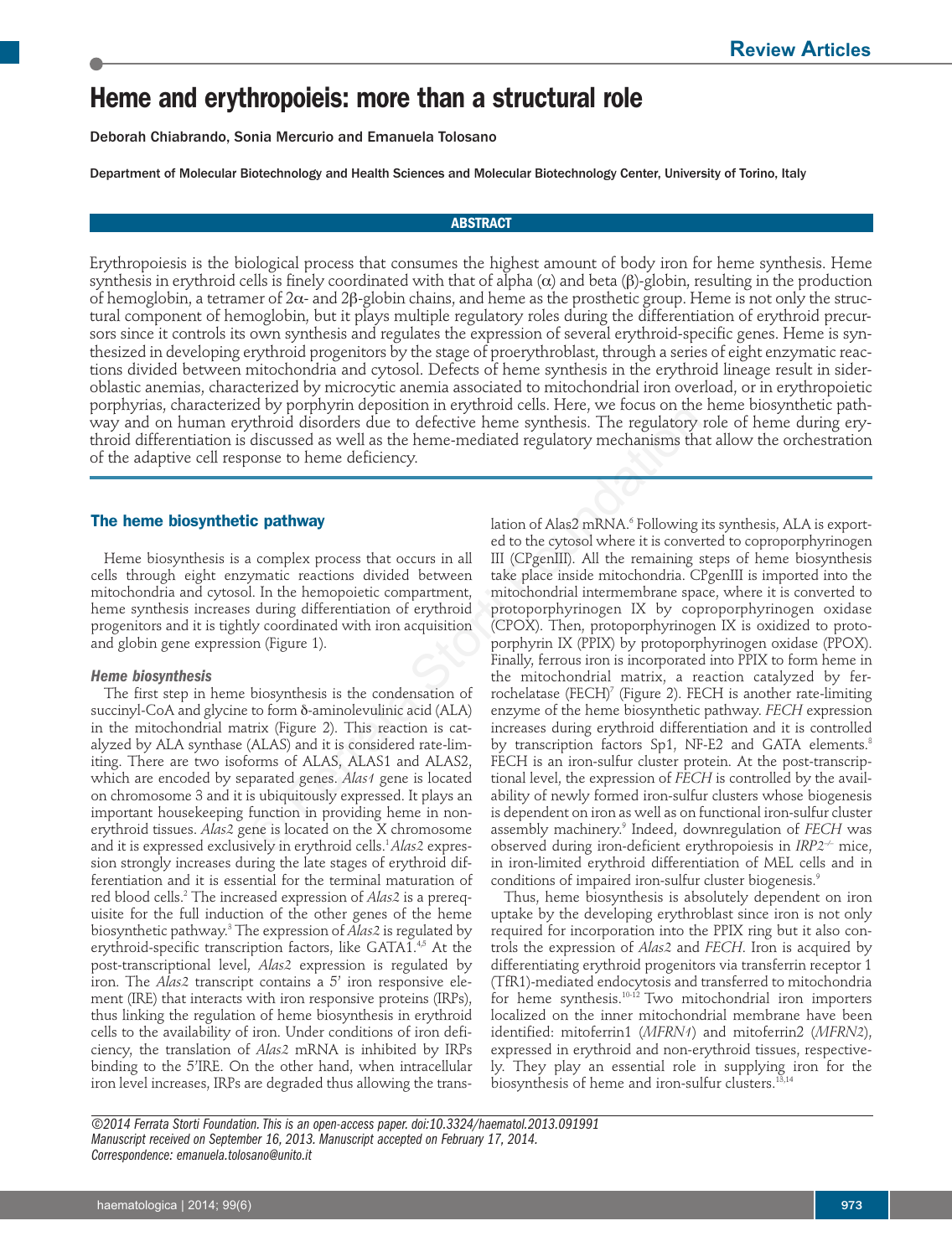Review Articles

# Heme and erythropoieis: more than a structural role

Deborah Chiabrando, Sonia Mercurio and Emanuela Tolosano

Department of Molecular Biotechnology and Health Sciences and Molecular Biotechnology Center, University of Torino, Italy

## ABSTRACT

Erythropoiesis is the biological process that consumes the highest amount of body iron for heme synthesis. Heme synthesis in erythroid cells is finely coordinated with that of alpha (α) and beta (β)-globin, resulting in the production of hemoglobin, a tetramer of 2α- and 2β-globin chains, and heme as the prosthetic group. Heme is not only the structural component of hemoglobin, but it plays multiple regulatory roles during the differentiation of erythroid precursors since it controls its own synthesis and regulates the expression of several erythroid-specific genes. Heme is synthesized in developing erythroid progenitors by the stage of proerythroblast, through a series of eight enzymatic reactions divided between mitochondria and cytosol. Defects of heme synthesis in the erythroid lineage result in sideroblastic anemias, characterized by microcytic anemia associated to mitochondrial iron overload, or in erythropoietic porphyrias, characterized by porphyrin deposition in erythroid cells. Here, we focus on the heme biosynthetic pathway and on human erythroid disorders due to defective heme synthesis. The regulatory role of heme during erythroid differentiation is discussed as well as the heme-mediated regulatory mechanisms that allow the orchestration of the adaptive cell response to heme deficiency.

## The heme biosynthetic pathway

Heme biosynthesis is a complex process that occurs in all cells through eight enzymatic reactions divided between mitochondria and cytosol. In the hemopoietic compartment, heme synthesis increases during differentiation of erythroid progenitors and it is tightly coordinated with iron acquisition and globin gene expression (Figure 1).

### *Heme biosynthesis*

The first step in heme biosynthesis is the condensation of succinyl-CoA and glycine to form δ-aminolevulinic acid (ALA) in the mitochondrial matrix (Figure 2). This reaction is catalyzed by ALA synthase (ALAS) and it is considered rate-limiting. There are two isoforms of ALAS, ALAS1 and ALAS2, which are encoded by separated genes. *Alas1* gene is located on chromosome 3 and it is ubiquitously expressed. It plays an important housekeeping function in providing heme in non-erythroid tissues. *Alas2* gene is located on the X chromosome and it is expressed exclusively in erythroid cells.[1] *Alas2* expression strongly increases during the late stages of erythroid differentiation and it is essential for the terminal maturation of red blood cells.[2] The increased expression of *Alas2* is a prerequisite for the full induction of the other genes of the heme biosynthetic pathway.[3] The expression of *Alas2* is regulated by erythroid-specific transcription factors, like GATA1.[4,5] At the post-transcriptional level, *Alas2* expression is regulated by iron. The *Alas2* transcript contains a 5' iron responsive element (IRE) that interacts with iron responsive proteins (IRPs), thus linking the regulation of heme biosynthesis in erythroid cells to the availability of iron. Under conditions of iron deficiency, the translation of *Alas2* mRNA is inhibited by IRPs binding to the 5'IRE. On the other hand, when intracellular iron level increases, IRPs are degraded thus allowing the translation of Alas2 mRNA.[6] Following its synthesis, ALA is exported to the cytosol where it is converted to coproporphyrinogen III (CPgenIII). All the remaining steps of heme biosynthesis take place inside mitochondria. CPgenIII is imported into the mitochondrial intermembrane space, where it is converted to protoporphyrinogen IX by coproporphyrinogen oxidase (CPOX). Then, protoporphyrinogen IX is oxidized to protoporphyrin IX (PPIX) by protoporphyrinogen oxidase (PPOX). Finally, ferrous iron is incorporated into PPIX to form heme in the mitochondrial matrix, a reaction catalyzed by ferrochelatase (FECH)[7] (Figure 2). FECH is another rate-limiting enzyme of the heme biosynthetic pathway. *FECH* expression increases during erythroid differentiation and it is controlled by transcription factors Sp1, NF-E2 and GATA elements.[8] FECH is an iron-sulfur cluster protein. At the post-transcriptional level, the expression of *FECH* is controlled by the availability of newly formed iron-sulfur clusters whose biogenesis is dependent on iron as well as on functional iron-sulfur cluster assembly machinery.[9] Indeed, downregulation of *FECH* was observed during iron-deficient erythropoiesis in *IRP2*$^{-/-}$ mice, in iron-limited erythroid differentiation of MEL cells and in conditions of impaired iron-sulfur cluster biogenesis.[9]

Thus, heme biosynthesis is absolutely dependent on iron uptake by the developing erythroblast since iron is not only required for incorporation into the PPIX ring but it also controls the expression of *Alas2* and *FECH*. Iron is acquired by differentiating erythroid progenitors via transferrin receptor 1 (TfR1)-mediated endocytosis and transferred to mitochondria for heme synthesis.[10-12] Two mitochondrial iron importers localized on the inner mitochondrial membrane have been identified: mitoferrin1 (*MFRN1*) and mitoferrin2 (*MFRN2*), expressed in erythroid and non-erythroid tissues, respectively. They play an essential role in supplying iron for the biosynthesis of heme and iron-sulfur clusters.[13,14]

*©2014 Ferrata Storti Foundation. This is an open-access paper. doi:10.3324/haematol.2013.091991*
*Manuscript received on September 16, 2013. Manuscript accepted on February 17, 2014.*
*Correspondence: emanuela.tolosano@unito.it*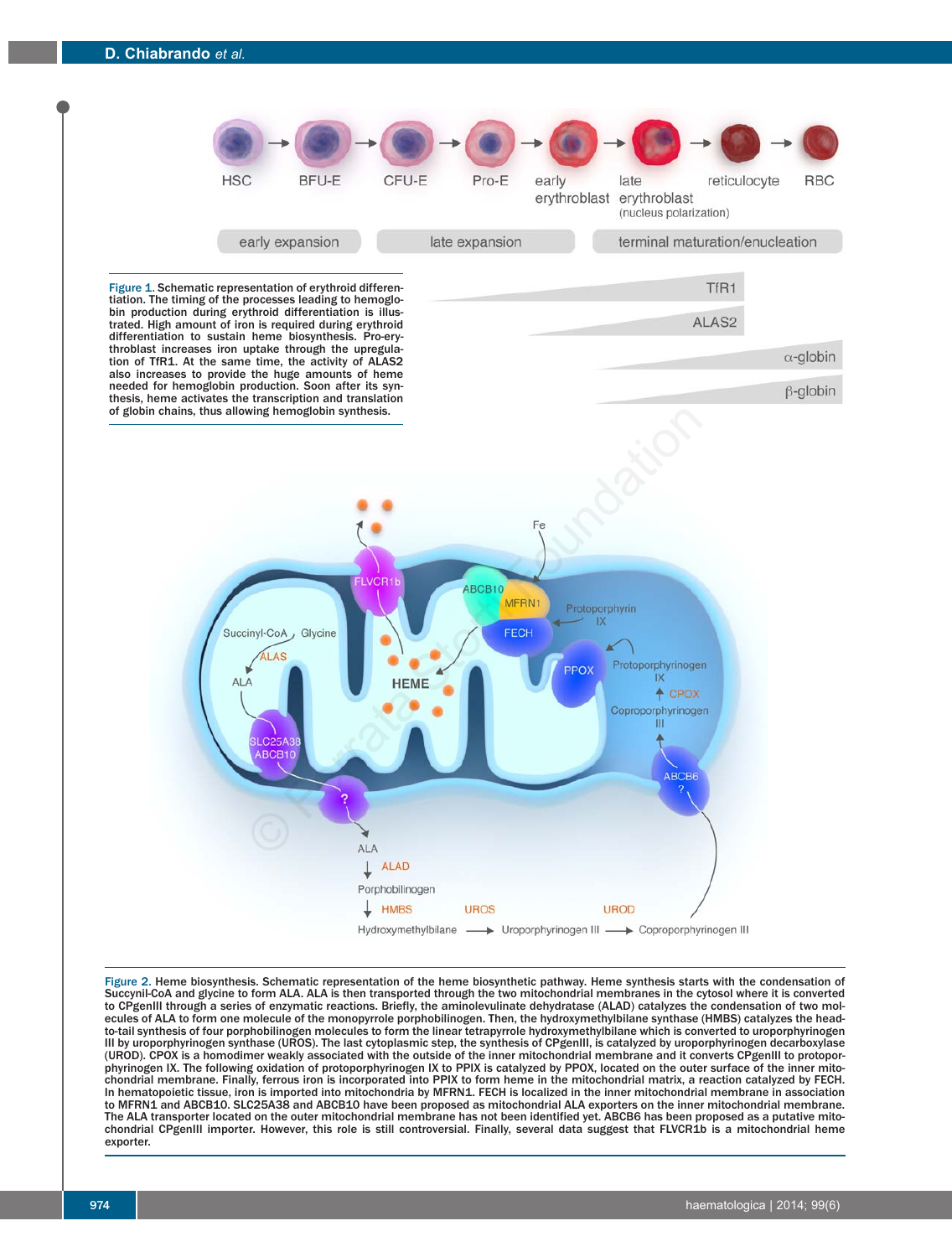Figure 1. Schematic representation of erythroid differentiation. The timing of the processes leading to hemoglobin production during erythroid differentiation is illustrated. High amount of iron is required during erythroid differentiation to sustain heme biosynthesis. Pro-erythroblast increases iron uptake through the upregulation of TfR1. At the same time, the activity of ALAS2 also increases to provide the huge amounts of heme needed for hemoglobin production. Soon after its synthesis, heme activates the transcription and translation of globin chains, thus allowing hemoglobin synthesis.

Figure 2. Heme biosynthesis. Schematic representation of the heme biosynthetic pathway. Heme synthesis starts with the condensation of Succinyl-CoA and glycine to form ALA. ALA is then transported through the two mitochondrial membranes in the cytosol where it is converted to CPgenIII through a series of enzymatic reactions. Briefly, the aminolevulinate dehydratase (ALAD) catalyzes the condensation of two molecules of ALA to form one molecule of the monopyrrole porphobilinogen. Then, the hydroxymethylbilane synthase (HMBS) catalyzes the head-to-tail synthesis of four porphobilinogen molecules to form the linear tetrapyrrole hydroxymethylbilane which is converted to uroporphyrinogen III by uroporphyrinogen synthase (UROS). The last cytoplasmic step, the synthesis of CPgenIII, is catalyzed by uroporphyrinogen decarboxylase (UROD). CPOX is a homodimer weakly associated with the outside of the inner mitochondrial membrane and it converts CPgenIII to protoporphyrinogen IX. The following oxidation of protoporphyrinogen IX to PPIX is catalyzed by PPOX, located on the outer surface of the inner mitochondrial membrane. Finally, ferrous iron is incorporated into PPIX to form heme in the mitochondrial matrix, a reaction catalyzed by FECH. In hematopoietic tissue, iron is imported into mitochondria by MFRN1. FECH is localized in the inner mitochondrial membrane in association to MFRN1 and ABCB10. SLC25A38 and ABCB10 have been proposed as mitochondrial ALA exporters on the inner mitochondrial membrane. The ALA transporter located on the outer mitochondrial membrane has not been identified yet. ABCB6 has been proposed as a putative mitochondrial CPgenIII importer. However, this role is still controversial. Finally, several data suggest that FLVCR1b is a mitochondrial heme exporter.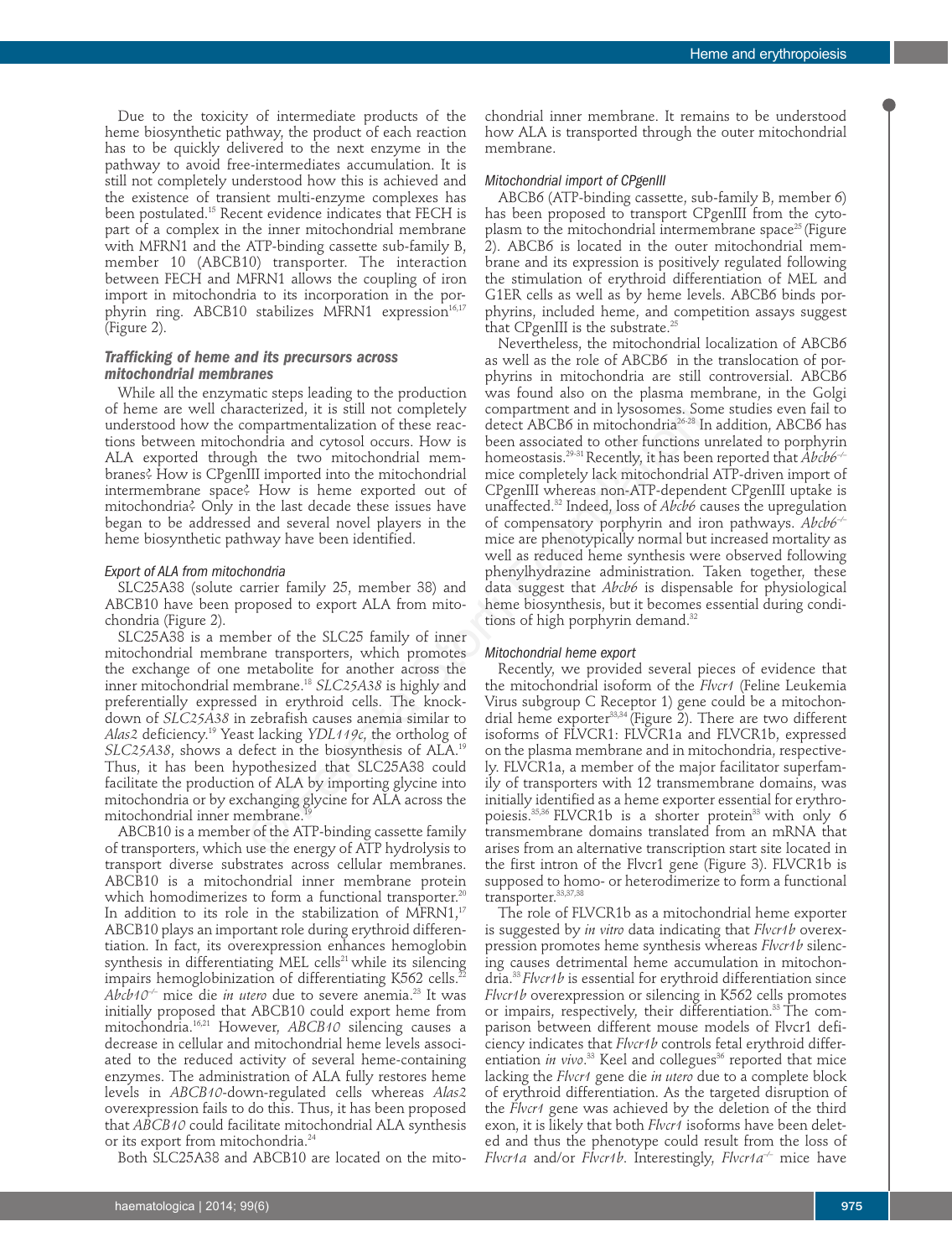Due to the toxicity of intermediate products of the heme biosynthetic pathway, the product of each reaction has to be quickly delivered to the next enzyme in the pathway to avoid free-intermediates accumulation. It is still not completely understood how this is achieved and the existence of transient multi-enzyme complexes has been postulated.[15] Recent evidence indicates that FECH is part of a complex in the inner mitochondrial membrane with MFRN1 and the ATP-binding cassette sub-family B, member 10 (ABCB10) transporter. The interaction between FECH and MFRN1 allows the coupling of iron import in mitochondria to its incorporation in the porphyrin ring. ABCB10 stabilizes MFRN1 expression[16,17] (Figure 2).

### Trafficking of heme and its precursors across mitochondrial membranes

While all the enzymatic steps leading to the production of heme are well characterized, it is still not completely understood how the compartmentalization of these reactions between mitochondria and cytosol occurs. How is ALA exported through the two mitochondrial membranes? How is CPgenIII imported into the mitochondrial intermembrane space? How is heme exported out of mitochondria? Only in the last decade these issues have began to be addressed and several novel players in the heme biosynthetic pathway have been identified.

#### *Export of ALA from mitochondria*

SLC25A38 (solute carrier family 25, member 38) and ABCB10 have been proposed to export ALA from mitochondria (Figure 2).

SLC25A38 is a member of the SLC25 family of inner mitochondrial membrane transporters, which promotes the exchange of one metabolite for another across the inner mitochondrial membrane.[18] *SLC25A38* is highly and preferentially expressed in erythroid cells. The knockdown of *SLC25A38* in zebrafish causes anemia similar to *Alas2* deficiency.[19] Yeast lacking *YDL119c*, the ortholog of *SLC25A38*, shows a defect in the biosynthesis of ALA.[19] Thus, it has been hypothesized that SLC25A38 could facilitate the production of ALA by importing glycine into mitochondria or by exchanging glycine for ALA across the mitochondrial inner membrane.[19]

ABCB10 is a member of the ATP-binding cassette family of transporters, which use the energy of ATP hydrolysis to transport diverse substrates across cellular membranes. ABCB10 is a mitochondrial inner membrane protein which homodimerizes to form a functional transporter.[20] In addition to its role in the stabilization of MFRN1,[17] ABCB10 plays an important role during erythroid differentiation. In fact, its overexpression enhances hemoglobin synthesis in differentiating MEL cells[21] while its silencing impairs hemoglobinization of differentiating K562 cells.[22] *Abcb10*$^{-/-}$ mice die *in utero* due to severe anemia.[23] It was initially proposed that ABCB10 could export heme from mitochondria.[16,21] However, *ABCB10* silencing causes a decrease in cellular and mitochondrial heme levels associated to the reduced activity of several heme-containing enzymes. The administration of ALA fully restores heme levels in *ABCB10*-down-regulated cells whereas *Alas2* overexpression fails to do this. Thus, it has been proposed that *ABCB10* could facilitate mitochondrial ALA synthesis or its export from mitochondria.[24]

Both SLC25A38 and ABCB10 are located on the mitochondrial inner membrane. It remains to be understood how ALA is transported through the outer mitochondrial membrane.

#### *Mitochondrial import of CPgenIII*

ABCB6 (ATP-binding cassette, sub-family B, member 6) has been proposed to transport CPgenIII from the cytoplasm to the mitochondrial intermembrane space[25] (Figure 2). ABCB6 is located in the outer mitochondrial membrane and its expression is positively regulated following the stimulation of erythroid differentiation of MEL and G1ER cells as well as by heme levels. ABCB6 binds porphyrins, included heme, and competition assays suggest that CPgenIII is the substrate.[25]

Nevertheless, the mitochondrial localization of ABCB6 as well as the role of ABCB6 in the translocation of porphyrins in mitochondria are still controversial. ABCB6 was found also on the plasma membrane, in the Golgi compartment and in lysosomes. Some studies even fail to detect ABCB6 in mitochondria[26-28] In addition, ABCB6 has been associated to other functions unrelated to porphyrin homeostasis.[29-31] Recently, it has been reported that *Abcb6*$^{-/-}$ mice completely lack mitochondrial ATP-driven import of CPgenIII whereas non-ATP-dependent CPgenIII uptake is unaffected.[32] Indeed, loss of *Abcb6* causes the upregulation of compensatory porphyrin and iron pathways. *Abcb6*$^{-/-}$ mice are phenotypically normal but increased mortality as well as reduced heme synthesis were observed following phenylhydrazine administration. Taken together, these data suggest that *Abcb6* is dispensable for physiological heme biosynthesis, but it becomes essential during conditions of high porphyrin demand.[32]

#### *Mitochondrial heme export*

Recently, we provided several pieces of evidence that the mitochondrial isoform of the *Flvcr1* (Feline Leukemia Virus subgroup C Receptor 1) gene could be a mitochondrial heme exporter[33,34] (Figure 2). There are two different isoforms of FLVCR1: FLVCR1a and FLVCR1b, expressed on the plasma membrane and in mitochondria, respectively. FLVCR1a, a member of the major facilitator superfamily of transporters with 12 transmembrane domains, was initially identified as a heme exporter essential for erythropoiesis.[35,36] FLVCR1b is a shorter protein[33] with only 6 transmembrane domains translated from an mRNA that arises from an alternative transcription start site located in the first intron of the Flvcr1 gene (Figure 3). FLVCR1b is supposed to homo- or heterodimerize to form a functional transporter.[33,37,38]

The role of FLVCR1b as a mitochondrial heme exporter is suggested by *in vitro* data indicating that *Flvcr1b* overexpression promotes heme synthesis whereas *Flvcr1b* silencing causes detrimental heme accumulation in mitochondria.[33] *Flvcr1b* is essential for erythroid differentiation since *Flvcr1b* overexpression or silencing in K562 cells promotes or impairs, respectively, their differentiation.[33] The comparison between different mouse models of Flvcr1 deficiency indicates that *Flvcr1b* controls fetal erythroid differentiation *in vivo*.[33] Keel and collegues[36] reported that mice lacking the *Flvcr1* gene die *in utero* due to a complete block of erythroid differentiation. As the targeted disruption of the *Flvcr1* gene was achieved by the deletion of the third exon, it is likely that both *Flvcr1* isoforms have been deleted and thus the phenotype could result from the loss of *Flvcr1a* and/or *Flvcr1b*. Interestingly, *Flvcr1a*$^{-/-}$ mice have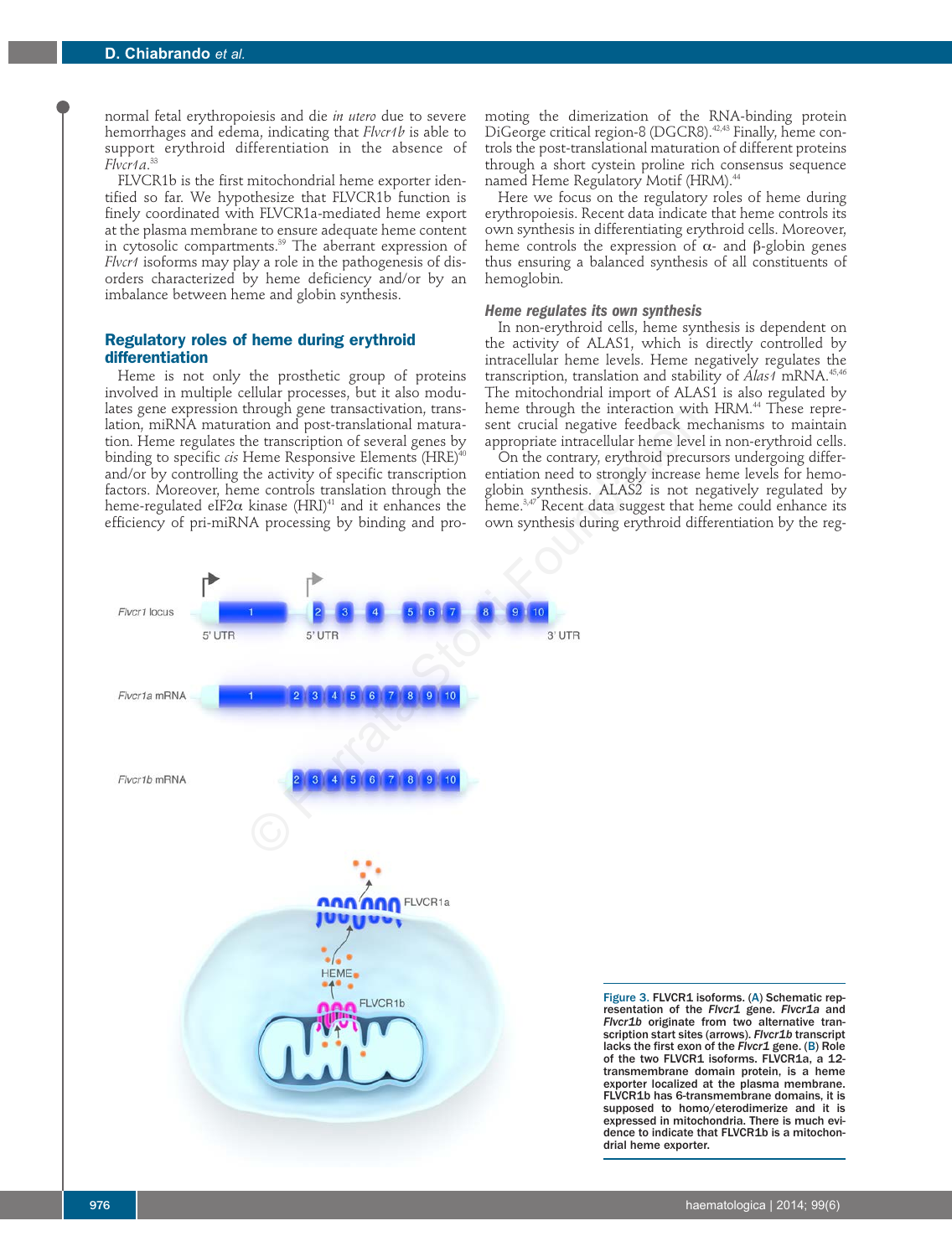normal fetal erythropoiesis and die *in utero* due to severe hemorrhages and edema, indicating that *Flvcr1b* is able to support erythroid differentiation in the absence of *Flvcr1a*.[33]

FLVCR1b is the first mitochondrial heme exporter identified so far. We hypothesize that FLVCR1b function is finely coordinated with FLVCR1a-mediated heme export at the plasma membrane to ensure adequate heme content in cytosolic compartments.[39] The aberrant expression of *Flvcr1* isoforms may play a role in the pathogenesis of disorders characterized by heme deficiency and/or by an imbalance between heme and globin synthesis.

## Regulatory roles of heme during erythroid differentiation

Heme is not only the prosthetic group of proteins involved in multiple cellular processes, but it also modulates gene expression through gene transactivation, translation, miRNA maturation and post-translational maturation. Heme regulates the transcription of several genes by binding to specific *cis* Heme Responsive Elements (HRE)[40] and/or by controlling the activity of specific transcription factors. Moreover, heme controls translation through the heme-regulated eIF2α kinase (HRI)[41] and it enhances the efficiency of pri-miRNA processing by binding and promoting the dimerization of the RNA-binding protein DiGeorge critical region-8 (DGCR8).[42,43] Finally, heme controls the post-translational maturation of different proteins through a short cystein proline rich consensus sequence named Heme Regulatory Motif (HRM).[44]

Here we focus on the regulatory roles of heme during erythropoiesis. Recent data indicate that heme controls its own synthesis in differentiating erythroid cells. Moreover, heme controls the expression of α- and β-globin genes thus ensuring a balanced synthesis of all constituents of hemoglobin.

### *Heme regulates its own synthesis*

In non-erythroid cells, heme synthesis is dependent on the activity of ALAS1, which is directly controlled by intracellular heme levels. Heme negatively regulates the transcription, translation and stability of *Alas1* mRNA.[45,46] The mitochondrial import of ALAS1 is also regulated by heme through the interaction with HRM.[44] These represent crucial negative feedback mechanisms to maintain appropriate intracellular heme level in non-erythroid cells.

On the contrary, erythroid precursors undergoing differentiation need to strongly increase heme levels for hemoglobin synthesis. ALAS2 is not negatively regulated by heme.[3,47] Recent data suggest that heme could enhance its own synthesis during erythroid differentiation by the reg-

**Figure 3. FLVCR1 isoforms. (A) Schematic representation of the *Flvcr1* gene. *Flvcr1a* and *Flvcr1b* originate from two alternative transcription start sites (arrows). *Flvcr1b* transcript lacks the first exon of the *Flvcr1* gene. (B) Role of the two FLVCR1 isoforms. FLVCR1a, a 12-transmembrane domain protein, is a heme exporter localized at the plasma membrane. FLVCR1b has 6-transmembrane domains, it is supposed to homo/eterodimerize and it is expressed in mitochondria. There is much evidence to indicate that FLVCR1b is a mitochondrial heme exporter.**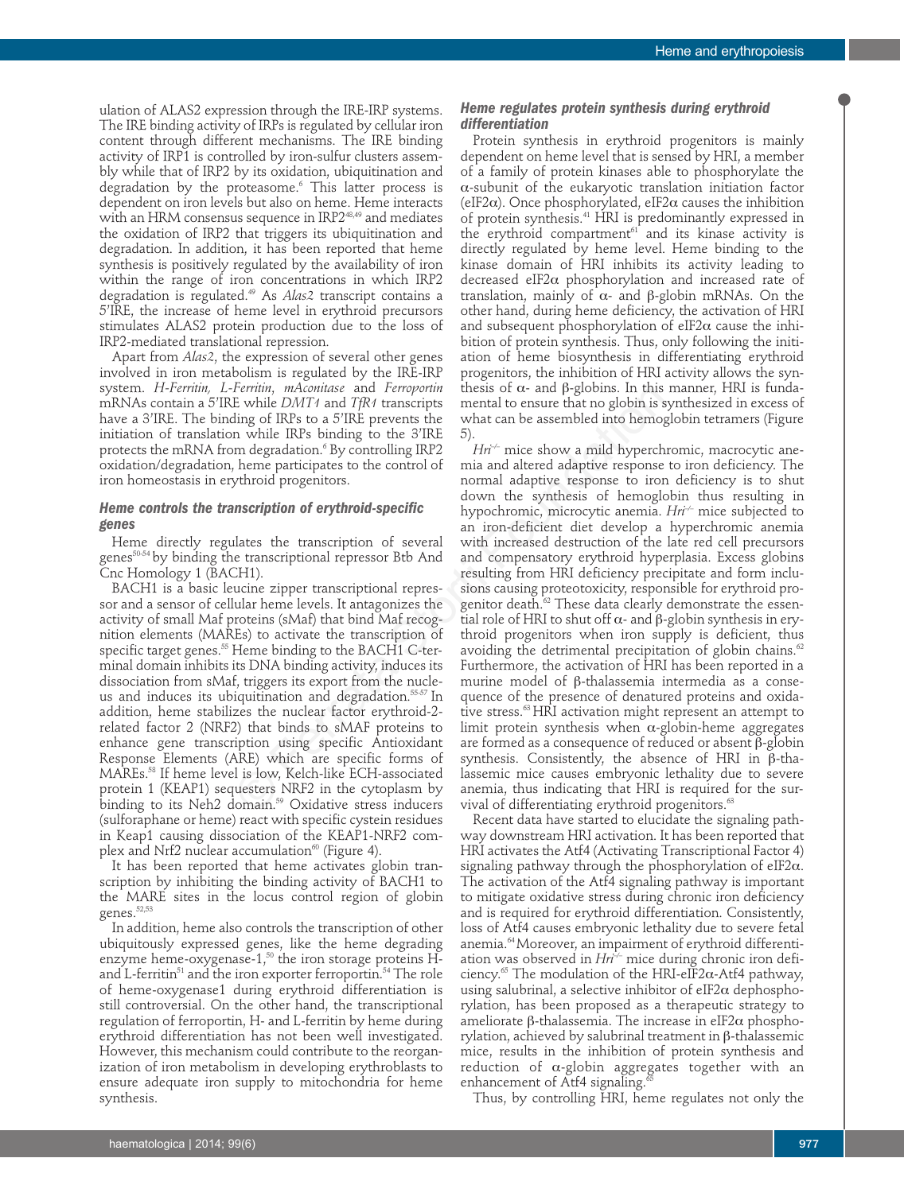ulation of ALAS2 expression through the IRE-IRP systems. The IRE binding activity of IRPs is regulated by cellular iron content through different mechanisms. The IRE binding activity of IRP1 is controlled by iron-sulfur clusters assembly while that of IRP2 by its oxidation, ubiquitination and degradation by the proteasome.[6] This latter process is dependent on iron levels but also on heme. Heme interacts with an HRM consensus sequence in IRP2[48,49] and mediates the oxidation of IRP2 that triggers its ubiquitination and degradation. In addition, it has been reported that heme synthesis is positively regulated by the availability of iron within the range of iron concentrations in which IRP2 degradation is regulated.[49] As *Alas2* transcript contains a 5'IRE, the increase of heme level in erythroid precursors stimulates ALAS2 protein production due to the loss of IRP2-mediated translational repression.

Apart from *Alas2*, the expression of several other genes involved in iron metabolism is regulated by the IRE-IRP system. *H-Ferritin, L-Ferritin, mAconitase* and *Ferroportin* mRNAs contain a 5'IRE while *DMT1* and *TfR1* transcripts have a 3'IRE. The binding of IRPs to a 5'IRE prevents the initiation of translation while IRPs binding to the 3'IRE protects the mRNA from degradation.[6] By controlling IRP2 oxidation/degradation, heme participates to the control of iron homeostasis in erythroid progenitors.

### Heme controls the transcription of erythroid-specific genes

Heme directly regulates the transcription of several genes[50-54] by binding the transcriptional repressor Btb And Cnc Homology 1 (BACH1).

BACH1 is a basic leucine zipper transcriptional repressor and a sensor of cellular heme levels. It antagonizes the activity of small Maf proteins (sMaf) that bind Maf recognition elements (MAREs) to activate the transcription of specific target genes.[55] Heme binding to the BACH1 C-terminal domain inhibits its DNA binding activity, induces its dissociation from sMaf, triggers its export from the nucleus and induces its ubiquitination and degradation.[55-57] In addition, heme stabilizes the nuclear factor erythroid-2-related factor 2 (NRF2) that binds to sMAF proteins to enhance gene transcription using specific Antioxidant Response Elements (ARE) which are specific forms of MAREs.[58] If heme level is low, Kelch-like ECH-associated protein 1 (KEAP1) sequesters NRF2 in the cytoplasm by binding to its Neh2 domain.[59] Oxidative stress inducers (sulforaphane or heme) react with specific cystein residues in Keap1 causing dissociation of the KEAP1-NRF2 complex and Nrf2 nuclear accumulation[60] (Figure 4).

It has been reported that heme activates globin transcription by inhibiting the binding activity of BACH1 to the MARE sites in the locus control region of globin genes.[52,53]

In addition, heme also controls the transcription of other ubiquitously expressed genes, like the heme degrading enzyme heme-oxygenase-1,[50] the iron storage proteins H- and L-ferritin[51] and the iron exporter ferroportin.[54] The role of heme-oxygenase1 during erythroid differentiation is still controversial. On the other hand, the transcriptional regulation of ferroportin, H- and L-ferritin by heme during erythroid differentiation has not been well investigated. However, this mechanism could contribute to the reorganization of iron metabolism in developing erythroblasts to ensure adequate iron supply to mitochondria for heme synthesis.

### Heme regulates protein synthesis during erythroid differentiation

Protein synthesis in erythroid progenitors is mainly dependent on heme level that is sensed by HRI, a member of a family of protein kinases able to phosphorylate the α-subunit of the eukaryotic translation initiation factor (eIF2α). Once phosphorylated, eIF2α causes the inhibition of protein synthesis.[41] HRI is predominantly expressed in the erythroid compartment[61] and its kinase activity is directly regulated by heme level. Heme binding to the kinase domain of HRI inhibits its activity leading to decreased eIF2α phosphorylation and increased rate of translation, mainly of α- and β-globin mRNAs. On the other hand, during heme deficiency, the activation of HRI and subsequent phosphorylation of eIF2α cause the inhibition of protein synthesis. Thus, only following the initiation of heme biosynthesis in differentiating erythroid progenitors, the inhibition of HRI activity allows the synthesis of α- and β-globins. In this manner, HRI is fundamental to ensure that no globin is synthesized in excess of what can be assembled into hemoglobin tetramers (Figure 5).

*Hri*$^{-/-}$ mice show a mild hyperchromic, macrocytic anemia and altered adaptive response to iron deficiency. The normal adaptive response to iron deficiency is to shut down the synthesis of hemoglobin thus resulting in hypochromic, microcytic anemia. *Hri*$^{-/-}$ mice subjected to an iron-deficient diet develop a hyperchromic anemia with increased destruction of the late red cell precursors and compensatory erythroid hyperplasia. Excess globins resulting from HRI deficiency precipitate and form inclusions causing proteotoxicity, responsible for erythroid progenitor death.[62] These data clearly demonstrate the essential role of HRI to shut off α- and β-globin synthesis in erythroid progenitors when iron supply is deficient, thus avoiding the detrimental precipitation of globin chains.[62] Furthermore, the activation of HRI has been reported in a murine model of β-thalassemia intermedia as a consequence of the presence of denatured proteins and oxidative stress.[63] HRI activation might represent an attempt to limit protein synthesis when α-globin-heme aggregates are formed as a consequence of reduced or absent β-globin synthesis. Consistently, the absence of HRI in β-thalassemic mice causes embryonic lethality due to severe anemia, thus indicating that HRI is required for the survival of differentiating erythroid progenitors.[63]

Recent data have started to elucidate the signaling pathway downstream HRI activation. It has been reported that HRI activates the Atf4 (Activating Transcriptional Factor 4) signaling pathway through the phosphorylation of eIF2α. The activation of the Atf4 signaling pathway is important to mitigate oxidative stress during chronic iron deficiency and is required for erythroid differentiation. Consistently, loss of Atf4 causes embryonic lethality due to severe fetal anemia.[64] Moreover, an impairment of erythroid differentiation was observed in *Hri*$^{-/-}$ mice during chronic iron deficiency.[65] The modulation of the HRI-eIF2α-Atf4 pathway, using salubrinal, a selective inhibitor of eIF2α dephosphorylation, has been proposed as a therapeutic strategy to ameliorate β-thalassemia. The increase in eIF2α phosphorylation, achieved by salubrinal treatment in β-thalassemic mice, results in the inhibition of protein synthesis and reduction of α-globin aggregates together with an enhancement of Atf4 signaling.[65]

Thus, by controlling HRI, heme regulates not only the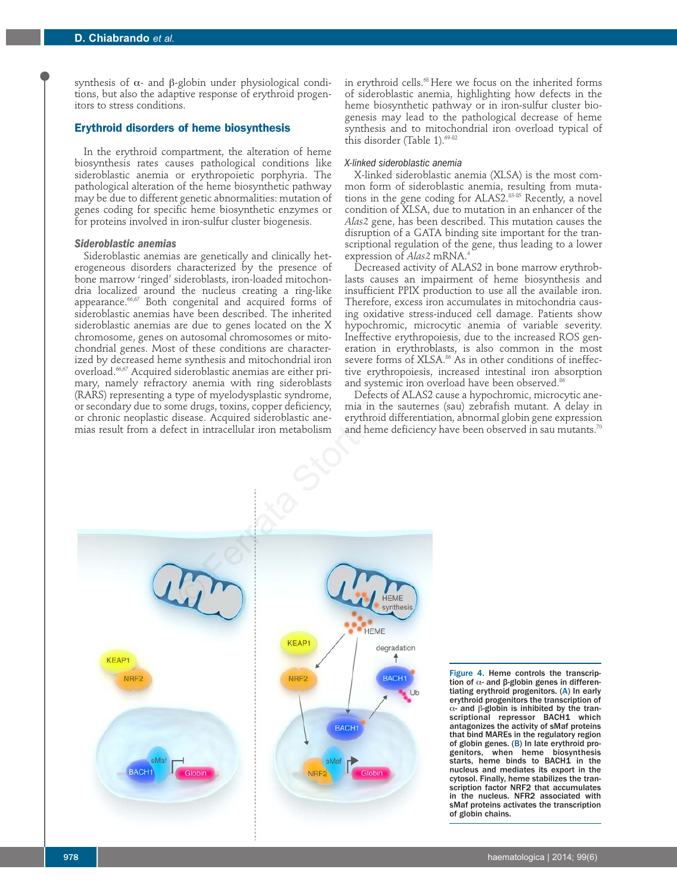synthesis of α- and β-globin under physiological conditions, but also the adaptive response of erythroid progenitors to stress conditions.

## Erythroid disorders of heme biosynthesis

In the erythroid compartment, the alteration of heme biosynthesis rates causes pathological conditions like sideroblastic anemia or erythropoietic porphyria. The pathological alteration of the heme biosynthetic pathway may be due to different genetic abnormalities: mutation of genes coding for specific heme biosynthetic enzymes or for proteins involved in iron-sulfur cluster biogenesis.

### *Sideroblastic anemias*

Sideroblastic anemias are genetically and clinically heterogeneous disorders characterized by the presence of bone marrow 'ringed' sideroblasts, iron-loaded mitochondria localized around the nucleus creating a ring-like appearance.[66,67] Both congenital and acquired forms of sideroblastic anemias have been described. The inherited sideroblastic anemias are due to genes located on the X chromosome, genes on autosomal chromosomes or mitochondrial genes. Most of these conditions are characterized by decreased heme synthesis and mitochondrial iron overload.[66,67] Acquired sideroblastic anemias are either primary, namely refractory anemia with ring sideroblasts (RARS) representing a type of myelodysplastic syndrome, or secondary due to some drugs, toxins, copper deficiency, or chronic neoplastic disease. Acquired sideroblastic anemias result from a defect in intracellular iron metabolism in erythroid cells.[68] Here we focus on the inherited forms of sideroblastic anemia, highlighting how defects in the heme biosynthetic pathway or in iron-sulfur cluster biogenesis may lead to the pathological decrease of heme synthesis and to mitochondrial iron overload typical of this disorder (Table 1).[69-82]

#### *X-linked sideroblastic anemia*

X-linked sideroblastic anemia (XLSA) is the most common form of sideroblastic anemia, resulting from mutations in the gene coding for ALAS2.[83-85] Recently, a novel condition of XLSA, due to mutation in an enhancer of the *Alas2* gene, has been described. This mutation causes the disruption of a GATA binding site important for the transcriptional regulation of the gene, thus leading to a lower expression of *Alas2* mRNA.[4]

Decreased activity of ALAS2 in bone marrow erythroblasts causes an impairment of heme biosynthesis and insufficient PPIX production to use all the available iron. Therefore, excess iron accumulates in mitochondria causing oxidative stress-induced cell damage. Patients show hypochromic, microcytic anemia of variable severity. Ineffective erythropoiesis, due to the increased ROS generation in erythroblasts, is also common in the most severe forms of XLSA.[86] As in other conditions of ineffective erythropoiesis, increased intestinal iron absorption and systemic iron overload have been observed.[86]

Defects of ALAS2 cause a hypochromic, microcytic anemia in the sauternes (sau) zebrafish mutant. A delay in erythroid differentiation, abnormal globin gene expression and heme deficiency have been observed in sau mutants.[70]

Figure 4. Heme controls the transcription of α- and β-globin genes in differentiating erythroid progenitors. (A) In early erythroid progenitors the transcription of α- and β-globin is inhibited by the transcriptional repressor BACH1 which antagonizes the activity of sMaf proteins that bind MAREs in the regulatory region of globin genes. (B) In late erythroid progenitors, when heme biosynthesis starts, heme binds to BACH1 in the nucleus and mediates its export in the cytosol. Finally, heme stabilizes the transcription factor NRF2 that accumulates in the nucleus. NFR2 associated with sMaf proteins activates the transcription of globin chains.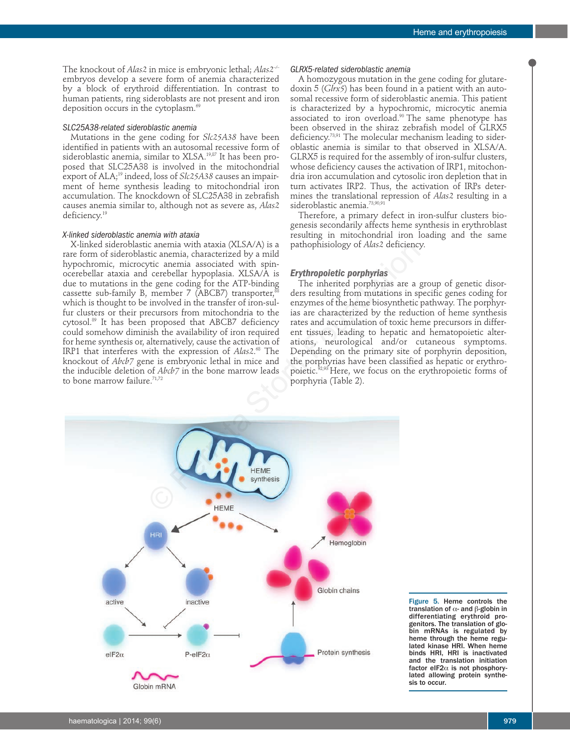The knockout of *Alas2* in mice is embryonic lethal; *Alas2*$^{-/-}$ embryos develop a severe form of anemia characterized by a block of erythroid differentiation. In contrast to human patients, ring sideroblasts are not present and iron deposition occurs in the cytoplasm.[69]

### *SLC25A38-related sideroblastic anemia*

Mutations in the gene coding for *Slc25A38* have been identified in patients with an autosomal recessive form of sideroblastic anemia, similar to XLSA.[19,87] It has been proposed that SLC25A38 is involved in the mitochondrial export of ALA;[19] indeed, loss of *Slc25A38* causes an impairment of heme synthesis leading to mitochondrial iron accumulation. The knockdown of SLC25A38 in zebrafish causes anemia similar to, although not as severe as, *Alas2* deficiency.[19]

### *X-linked sideroblastic anemia with ataxia*

X-linked sideroblastic anemia with ataxia (XLSA/A) is a rare form of sideroblastic anemia, characterized by a mild hypochromic, microcytic anemia associated with spinocerebellar ataxia and cerebellar hypoplasia. XLSA/A is due to mutations in the gene coding for the ATP-binding cassette sub-family B, member 7 (ABCB7) transporter,[88] which is thought to be involved in the transfer of iron-sulfur clusters or their precursors from mitochondria to the cytosol.[89] It has been proposed that ABCB7 deficiency could somehow diminish the availability of iron required for heme synthesis or, alternatively, cause the activation of IRP1 that interferes with the expression of *Alas2*.[68] The knockout of *Abcb7* gene is embryonic lethal in mice and the inducible deletion of *Abcb7* in the bone marrow leads to bone marrow failure.[71,72]

### *GLRX5-related sideroblastic anemia*

A homozygous mutation in the gene coding for glutaredoxin 5 (*Glrx5*) has been found in a patient with an autosomal recessive form of sideroblastic anemia. This patient is characterized by a hypochromic, microcytic anemia associated to iron overload.[90] The same phenotype has been observed in the shiraz zebrafish model of GLRX5 deficiency.[73,91] The molecular mechanism leading to sideroblastic anemia is similar to that observed in XLSA/A. GLRX5 is required for the assembly of iron-sulfur clusters, whose deficiency causes the activation of IRP1, mitochondria iron accumulation and cytosolic iron depletion that in turn activates IRP2. Thus, the activation of IRPs determines the translational repression of *Alas2* resulting in a sideroblastic anemia.[73,90,91]

Therefore, a primary defect in iron-sulfur clusters biogenesis secondarily affects heme synthesis in erythroblast resulting in mitochondrial iron loading and the same pathophisiology of *Alas2* deficiency.

## *Erythropoietic porphyrias*

The inherited porphyrias are a group of genetic disorders resulting from mutations in specific genes coding for enzymes of the heme biosynthetic pathway. The porphyrias are characterized by the reduction of heme synthesis rates and accumulation of toxic heme precursors in different tissues, leading to hepatic and hematopoietic alterations, neurological and/or cutaneous symptoms. Depending on the primary site of porphyrin deposition, the porphyrias have been classified as hepatic or erythropoietic.[92,93] Here, we focus on the erythropoietic forms of porphyria (Table 2).

**Figure 5. Heme controls the translation of α- and β-globin in differentiating erythroid progenitors. The translation of globin mRNAs is regulated by heme through the heme regulated kinase HRI. When heme binds HRI, HRI is inactivated and the translation initiation factor eIF2α is not phosphorylated allowing protein synthesis to occur.**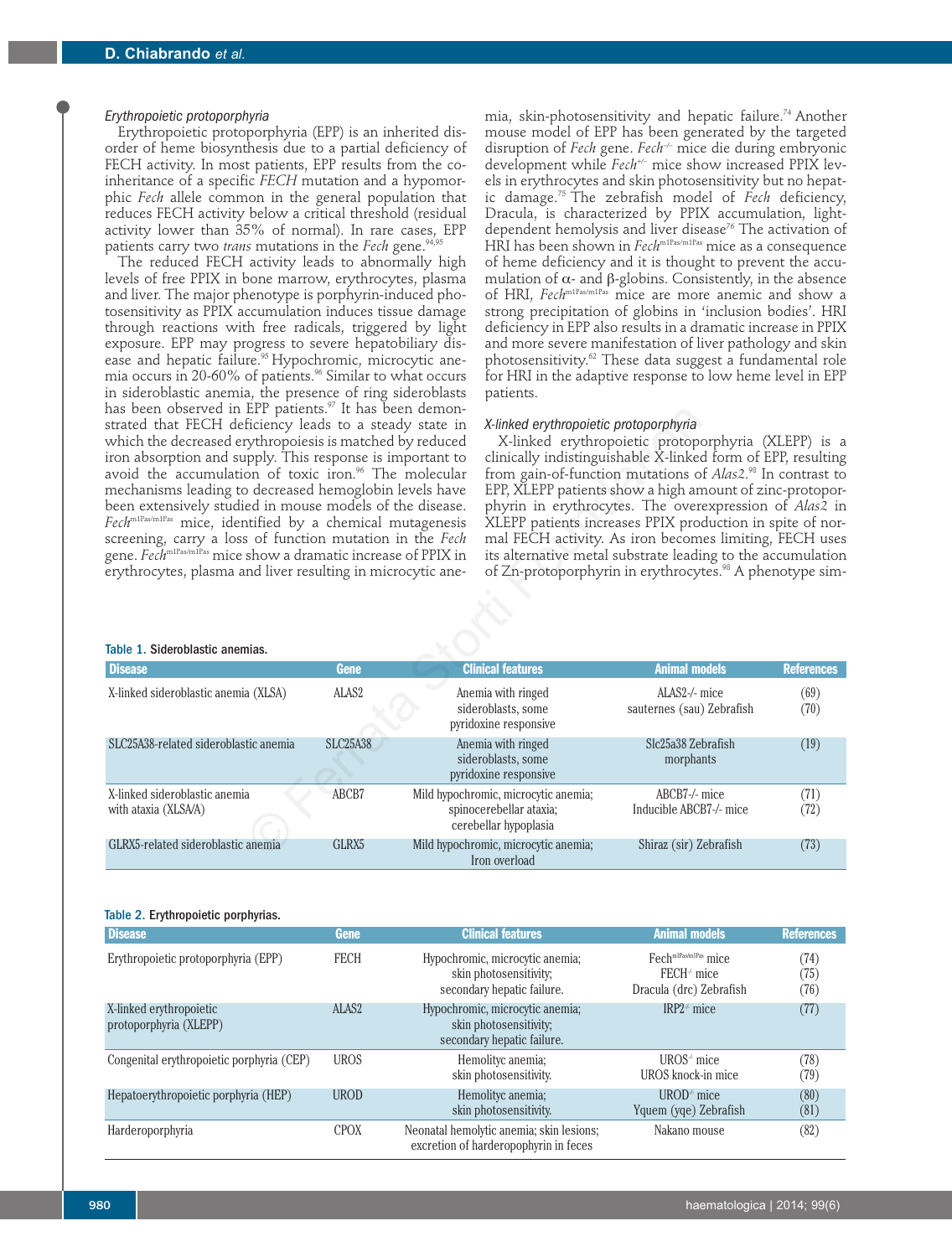### *Erythropoietic protoporphyria*

Erythropoietic protoporphyria (EPP) is an inherited disorder of heme biosynthesis due to a partial deficiency of FECH activity. In most patients, EPP results from the co-inheritance of a specific *FECH* mutation and a hypomorphic *Fech* allele common in the general population that reduces FECH activity below a critical threshold (residual activity lower than 35% of normal). In rare cases, EPP patients carry two *trans* mutations in the *Fech* gene.[94,95]

The reduced FECH activity leads to abnormally high levels of free PPIX in bone marrow, erythrocytes, plasma and liver. The major phenotype is porphyrin-induced photosensitivity as PPIX accumulation induces tissue damage through reactions with free radicals, triggered by light exposure. EPP may progress to severe hepatobiliary disease and hepatic failure.[95] Hypochromic, microcytic anemia occurs in 20-60% of patients.[96] Similar to what occurs in sideroblastic anemia, the presence of ring sideroblasts has been observed in EPP patients.[97] It has been demonstrated that FECH deficiency leads to a steady state in which the decreased erythropoiesis is matched by reduced iron absorption and supply. This response is important to avoid the accumulation of toxic iron.[96] The molecular mechanisms leading to decreased hemoglobin levels have been extensively studied in mouse models of the disease. *Fech*$^{m1Pas/m1Pas}$ mice, identified by a chemical mutagenesis screening, carry a loss of function mutation in the *Fech* gene. *Fech*$^{m1Pas/m1Pas}$ mice show a dramatic increase of PPIX in erythrocytes, plasma and liver resulting in microcytic anemia, skin-photosensitivity and hepatic failure.[74] Another mouse model of EPP has been generated by the targeted disruption of *Fech* gene. *Fech*$^{-/-}$ mice die during embryonic development while *Fech*$^{+/-}$ mice show increased PPIX levels in erythrocytes and skin photosensitivity but no hepatic damage.[75] The zebrafish model of *Fech* deficiency, Dracula, is characterized by PPIX accumulation, light-dependent hemolysis and liver disease[76] The activation of HRI has been shown in *Fech*$^{m1Pas/m1Pas}$ mice as a consequence of heme deficiency and it is thought to prevent the accumulation of α- and β-globins. Consistently, in the absence of HRI, *Fech*$^{m1Pas/m1Pas}$ mice are more anemic and show a strong precipitation of globins in 'inclusion bodies'. HRI deficiency in EPP also results in a dramatic increase in PPIX and more severe manifestation of liver pathology and skin photosensitivity.[62] These data suggest a fundamental role for HRI in the adaptive response to low heme level in EPP patients.

### *X-linked erythropoietic protoporphyria*

X-linked erythropoietic protoporphyria (XLEPP) is a clinically indistinguishable X-linked form of EPP, resulting from gain-of-function mutations of *Alas2*.[98] In contrast to EPP, XLEPP patients show a high amount of zinc-protoporphyrin in erythrocytes. The overexpression of *Alas2* in XLEPP patients increases PPIX production in spite of normal FECH activity. As iron becomes limiting, FECH uses its alternative metal substrate leading to the accumulation of Zn-protoporphyrin in erythrocytes.[98] A phenotype sim-

Table 1. Sideroblastic anemias.

| Disease | Gene | Clinical features | Animal models | References |
|---|---|---|---|---|
| X-linked sideroblastic anemia (XLSA) | ALAS2 | Anemia with ringed sideroblasts, some pyridoxine responsive | ALAS2-/- mice<br>sauternes (sau) Zebrafish | (69)<br>(70) |
| SLC25A38-related sideroblastic anemia | SLC25A38 | Anemia with ringed sideroblasts, some pyridoxine responsive | Slc25a38 Zebrafish morphants | (19) |
| X-linked sideroblastic anemia with ataxia (XLSA/A) | ABCB7 | Mild hypochromic, microcytic anemia; spinocerebellar ataxia; cerebellar hypoplasia | ABCB7-/- mice<br>Inducible ABCB7-/- mice | (71)<br>(72) |
| GLRX5-related sideroblastic anemia | GLRX5 | Mild hypochromic, microcytic anemia; Iron overload | Shiraz (sir) Zebrafish | (73) |

Table 2. Erythropoietic porphyrias.

| Disease | Gene | Clinical features | Animal models | References |
|---|---|---|---|---|
| Erythropoietic protoporphyria (EPP) | FECH | Hypochromic, microcytic anemia; skin photosensitivity; secondary hepatic failure. | Fech$^{m1Pas/m1Pas}$ mice<br>FECH$^{-/-}$ mice<br>Dracula (drc) Zebrafish | (74)<br>(75)<br>(76) |
| X-linked erythropoietic protoporphyria (XLEPP) | ALAS2 | Hypochromic, microcytic anemia; skin photosensitivity; secondary hepatic failure. | IRP2$^{-/-}$ mice | (77) |
| Congenital erythropoietic porphyria (CEP) | UROS | Hemolityc anemia; skin photosensitivity. | UROS$^{-/-}$ mice<br>UROS knock-in mice | (78)<br>(79) |
| Hepatoerythropoietic porphyria (HEP) | UROD | Hemolityc anemia; skin photosensitivity. | UROD$^{-/-}$ mice<br>Yquem (yqe) Zebrafish | (80)<br>(81) |
| Harderoporphyria | CPOX | Neonatal hemolytic anemia; skin lesions; excretion of harderopophyrin in feces | Nakano mouse | (82) |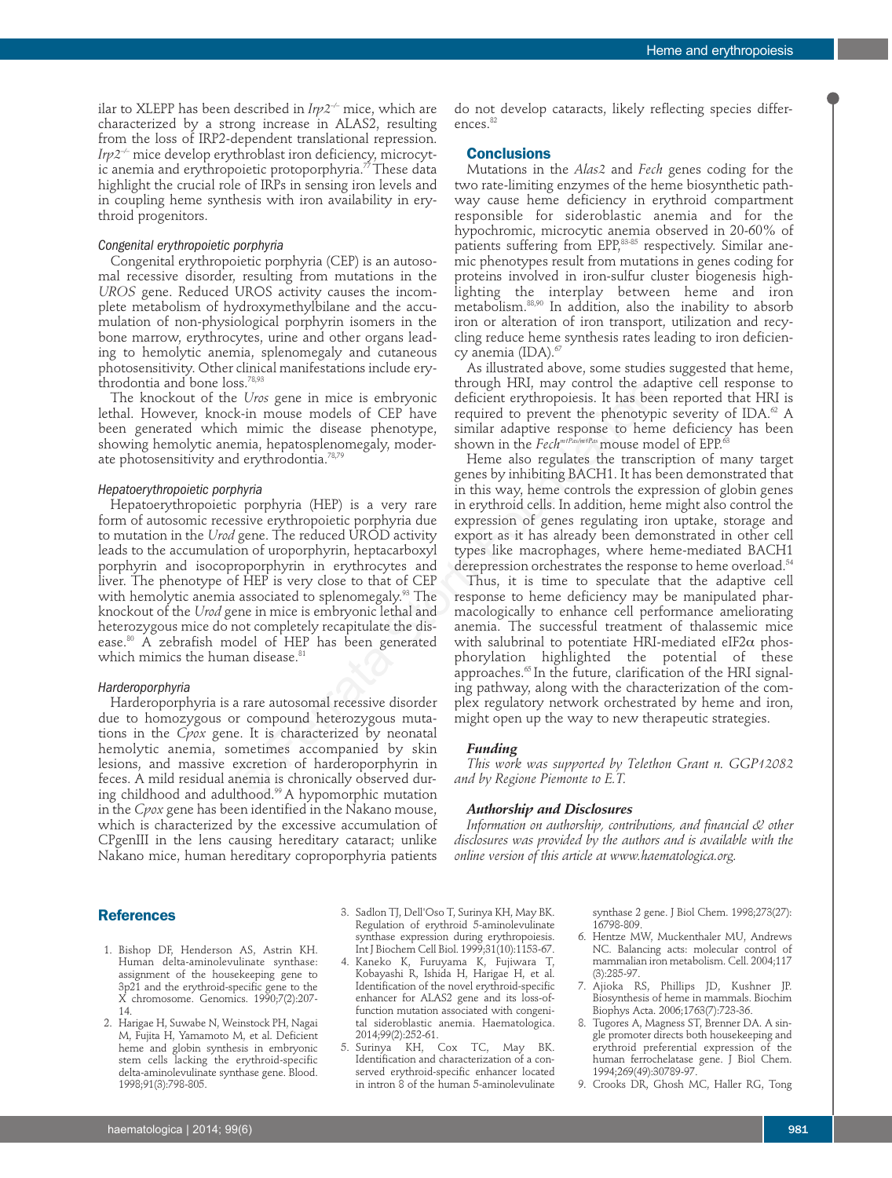ilar to XLEPP has been described in *Irp2*$^{-/-}$ mice, which are characterized by a strong increase in ALAS2, resulting from the loss of IRP2-dependent translational repression. *Irp2*$^{-/-}$ mice develop erythroblast iron deficiency, microcytic anemia and erythropoietic protoporphyria.[77] These data highlight the crucial role of IRPs in sensing iron levels and in coupling heme synthesis with iron availability in erythroid progenitors.

### *Congenital erythropoietic porphyria*

Congenital erythropoietic porphyria (CEP) is an autosomal recessive disorder, resulting from mutations in the *UROS* gene. Reduced UROS activity causes the incomplete metabolism of hydroxymethylbilane and the accumulation of non-physiological porphyrin isomers in the bone marrow, erythrocytes, urine and other organs leading to hemolytic anemia, splenomegaly and cutaneous photosensitivity. Other clinical manifestations include erythrodontia and bone loss.[78,93]

The knockout of the *Uros* gene in mice is embryonic lethal. However, knock-in mouse models of CEP have been generated which mimic the disease phenotype, showing hemolytic anemia, hepatosplenomegaly, moderate photosensitivity and erythrodontia.[78,79]

### *Hepatoerythropoietic porphyria*

Hepatoerythropoietic porphyria (HEP) is a very rare form of autosomic recessive erythropoietic porphyria due to mutation in the *Urod* gene. The reduced UROD activity leads to the accumulation of uroporphyrin, heptacarboxyl porphyrin and isocoproporphyrin in erythrocytes and liver. The phenotype of HEP is very close to that of CEP with hemolytic anemia associated to splenomegaly.[93] The knockout of the *Urod* gene in mice is embryonic lethal and heterozygous mice do not completely recapitulate the disease.[80] A zebrafish model of HEP has been generated which mimics the human disease.[81]

### *Harderoporphyria*

Harderoporphyria is a rare autosomal recessive disorder due to homozygous or compound heterozygous mutations in the *Cpox* gene. It is characterized by neonatal hemolytic anemia, sometimes accompanied by skin lesions, and massive excretion of harderoporphyrin in feces. A mild residual anemia is chronically observed during childhood and adulthood.[99] A hypomorphic mutation in the *Cpox* gene has been identified in the Nakano mouse, which is characterized by the excessive accumulation of CPgenIII in the lens causing hereditary cataract; unlike Nakano mice, human hereditary coproporphyria patients do not develop cataracts, likely reflecting species differences.[82]

## Conclusions

Mutations in the *Alas2* and *Fech* genes coding for the two rate-limiting enzymes of the heme biosynthetic pathway cause heme deficiency in erythroid compartment responsible for sideroblastic anemia and for the hypochromic, microcytic anemia observed in 20-60% of patients suffering from EPP,[83-85] respectively. Similar anemic phenotypes result from mutations in genes coding for proteins involved in iron-sulfur cluster biogenesis highlighting the interplay between heme and iron metabolism.[88,90] In addition, also the inability to absorb iron or alteration of iron transport, utilization and recycling reduce heme synthesis rates leading to iron deficiency anemia (IDA).[67]

As illustrated above, some studies suggested that heme, through HRI, may control the adaptive cell response to deficient erythropoiesis. It has been reported that HRI is required to prevent the phenotypic severity of IDA.[62] A similar adaptive response to heme deficiency has been shown in the *Fech*$^{m1Pas/m1Pas}$ mouse model of EPP.[63]

Heme also regulates the transcription of many target genes by inhibiting BACH1. It has been demonstrated that in this way, heme controls the expression of globin genes in erythroid cells. In addition, heme might also control the expression of genes regulating iron uptake, storage and export as it has already been demonstrated in other cell types like macrophages, where heme-mediated BACH1 derepression orchestrates the response to heme overload.[54]

Thus, it is time to speculate that the adaptive cell response to heme deficiency may be manipulated pharmacologically to enhance cell performance ameliorating anemia. The successful treatment of thalassemic mice with salubrinal to potentiate HRI-mediated eIF2α phosphorylation highlighted the potential of these approaches.[65] In the future, clarification of the HRI signaling pathway, along with the characterization of the complex regulatory network orchestrated by heme and iron, might open up the way to new therapeutic strategies.

#### *Funding*

*This work was supported by Telethon Grant n. GGP12082 and by Regione Piemonte to E.T.*

#### *Authorship and Disclosures*

*Information on authorship, contributions, and financial & other disclosures was provided by the authors and is available with the online version of this article at www.haematologica.org.*

## References

1. Bishop DF, Henderson AS, Astrin KH. Human delta-aminolevulinate synthase: assignment of the housekeeping gene to 3p21 and the erythroid-specific gene to the X chromosome. Genomics. 1990;7(2):207-14.
2. Harigae H, Suwabe N, Weinstock PH, Nagai M, Fujita H, Yamamoto M, et al. Deficient heme and globin synthesis in embryonic stem cells lacking the erythroid-specific delta-aminolevulinate synthase gene. Blood. 1998;91(3):798-805.
3. Sadlon TJ, Dell'Oso T, Surinya KH, May BK. Regulation of erythroid 5-aminolevulinate synthase expression during erythropoiesis. Int J Biochem Cell Biol. 1999;31(10):1153-67.
4. Kaneko K, Furuyama K, Fujiwara T, Kobayashi R, Ishida H, Harigae H, et al. Identification of the novel erythroid-specific enhancer for ALAS2 gene and its loss-of-function mutation associated with congenital sideroblastic anemia. Haematologica. 2014;99(2):252-61.
5. Surinya KH, Cox TC, May BK. Identification and characterization of a conserved erythroid-specific enhancer located in intron 8 of the human 5-aminolevulinate synthase 2 gene. J Biol Chem. 1998;273(27):16798-809.
6. Hentze MW, Muckenthaler MU, Andrews NC. Balancing acts: molecular control of mammalian iron metabolism. Cell. 2004;117(3):285-97.
7. Ajioka RS, Phillips JD, Kushner JP. Biosynthesis of heme in mammals. Biochim Biophys Acta. 2006;1763(7):723-36.
8. Tugores A, Magness ST, Brenner DA. A single promoter directs both housekeeping and erythroid preferential expression of the human ferrochelatase gene. J Biol Chem. 1994;269(49):30789-97.
9. Crooks DR, Ghosh MC, Haller RG, Tong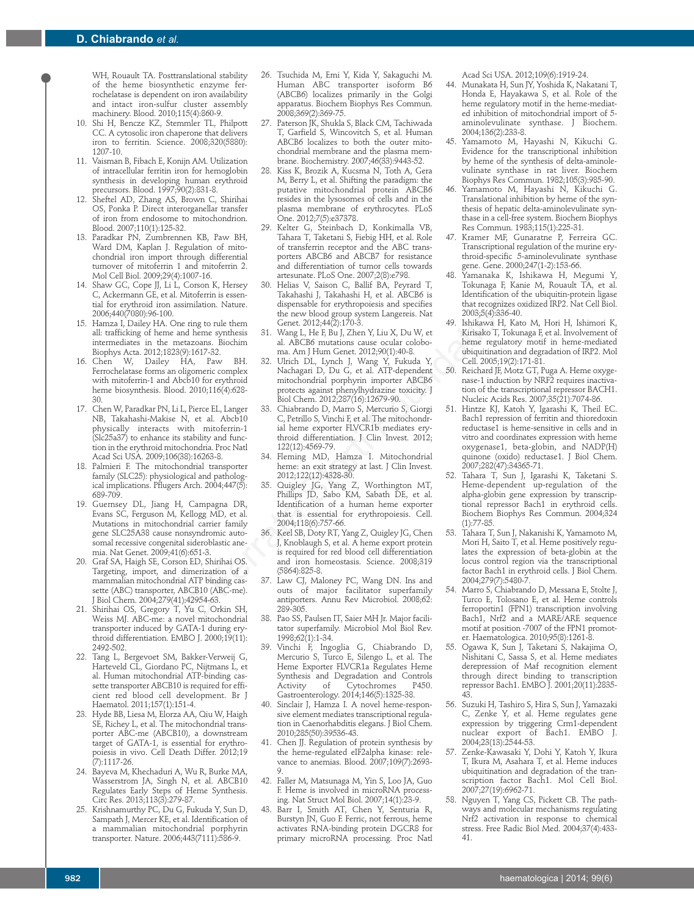WH, Rouault TA. Posttranslational stability of the heme biosynthetic enzyme ferrochelatase is dependent on iron availability and intact iron-sulfur cluster assembly machinery. Blood. 2010;115(4):860-9.

10. Shi H, Bencze KZ, Stemmler TL, Philpott CC. A cytosolic iron chaperone that delivers iron to ferritin. Science. 2008;320(5880):1207-10.
11. Vaisman B, Fibach E, Konijn AM. Utilization of intracellular ferritin iron for hemoglobin synthesis in developing human erythroid precursors. Blood. 1997;90(2):831-8.
12. Sheftel AD, Zhang AS, Brown C, Shirihai OS, Ponka P. Direct interorganellar transfer of iron from endosome to mitochondrion. Blood. 2007;110(1):125-32.
13. Paradkar PN, Zumbrennen KB, Paw BH, Ward DM, Kaplan J. Regulation of mitochondrial iron import through differential turnover of mitoferrin 1 and mitoferrin 2. Mol Cell Biol. 2009;29(4):1007-16.
14. Shaw GC, Cope JJ, Li L, Corson K, Hersey C, Ackermann GE, et al. Mitoferrin is essential for erythroid iron assimilation. Nature. 2006;440(7080):96-100.
15. Hamza I, Dailey HA. One ring to rule them all: trafficking of heme and heme synthesis intermediates in the metazoans. Biochim Biophys Acta. 2012;1823(9):1617-32.
16. Chen W, Dailey HA, Paw BH. Ferrochelatase forms an oligomeric complex with mitoferrin-1 and Abcb10 for erythroid heme biosynthesis. Blood. 2010;116(4):628-30.
17. Chen W, Paradkar PN, Li L, Pierce EL, Langer NB, Takahashi-Makise N, et al. Abcb10 physically interacts with mitoferrin-1 (Slc25a37) to enhance its stability and function in the erythroid mitochondria. Proc Natl Acad Sci USA. 2009;106(38):16263-8.
18. Palmieri F. The mitochondrial transporter family (SLC25): physiological and pathological implications. Pflugers Arch. 2004;447(5):689-709.
19. Guernsey DL, Jiang H, Campagna DR, Evans SC, Ferguson M, Kellogg MD, et al. Mutations in mitochondrial carrier family gene SLC25A38 cause nonsyndromic autosomal recessive congenital sideroblastic anemia. Nat Genet. 2009;41(6):651-3.
20. Graf SA, Haigh SE, Corson ED, Shirihai OS. Targeting, import, and dimerization of a mammalian mitochondrial ATP binding cassette (ABC) transporter, ABCB10 (ABC-me). J Biol Chem. 2004;279(41):42954-63.
21. Shirihai OS, Gregory T, Yu C, Orkin SH, Weiss MJ. ABC-me: a novel mitochondrial transporter induced by GATA-1 during erythroid differentiation. EMBO J. 2000;19(11):2492-502.
22. Tang L, Bergevoet SM, Bakker-Verweij G, Harteveld CL, Giordano PC, Nijtmans L, et al. Human mitochondrial ATP-binding cassette transporter ABCB10 is required for efficient red blood cell development. Br J Haematol. 2011;157(1):151-4.
23. Hyde BB, Liesa M, Elorza AA, Qiu W, Haigh SE, Richey L, et al. The mitochondrial transporter ABC-me (ABCB10), a downstream target of GATA-1, is essential for erythropoiesis in vivo. Cell Death Differ. 2012;19(7):1117-26.
24. Bayeva M, Khechaduri A, Wu R, Burke MA, Wasserstrom JA, Singh N, et al. ABCB10 Regulates Early Steps of Heme Synthesis. Circ Res. 2013;113(3):279-87.
25. Krishnamurthy PC, Du G, Fukuda Y, Sun D, Sampath J, Mercer KE, et al. Identification of a mammalian mitochondrial porphyrin transporter. Nature. 2006;443(7111):586-9.
26. Tsuchida M, Emi Y, Kida Y, Sakaguchi M. Human ABC transporter isoform B6 (ABCB6) localizes primarily in the Golgi apparatus. Biochem Biophys Res Commun. 2008;369(2):369-75.
27. Paterson JK, Shukla S, Black CM, Tachiwada T, Garfield S, Wincovitch S, et al. Human ABCB6 localizes to both the outer mitochondrial membrane and the plasma membrane. Biochemistry. 2007;46(33):9443-52.
28. Kiss K, Brozik A, Kucsma N, Toth A, Gera M, Berry L, et al. Shifting the paradigm: the putative mitochondrial protein ABCB6 resides in the lysosomes of cells and in the plasma membrane of erythrocytes. PLoS One. 2012;7(5):e37378.
29. Kelter G, Steinbach D, Konkimalla VB, Tahara T, Taketani S, Fiebig HH, et al. Role of transferrin receptor and the ABC transporters ABCB6 and ABCB7 for resistance and differentiation of tumor cells towards artesunate. PLoS One. 2007;2(8):e798.
30. Helias V, Saison C, Ballif BA, Peyrard T, Takahashi J, Takahashi H, et al. ABCB6 is dispensable for erythropoiesis and specifies the new blood group system Langereis. Nat Genet. 2012;44(2):170-3.
31. Wang L, He F, Bu J, Zhen Y, Liu X, Du W, et al. ABCB6 mutations cause ocular coloboma. Am J Hum Genet. 2012;90(1):40-8.
32. Ulrich DL, Lynch J, Wang Y, Fukuda Y, Nachagari D, Du G, et al. ATP-dependent mitochondrial porphyrin importer ABCB6 protects against phenylhydrazine toxicity. J Biol Chem. 2012;287(16):12679-90.
33. Chiabrando D, Marro S, Mercurio S, Giorgi C, Petrillo S, Vinchi F, et al. The mitochondrial heme exporter FLVCR1b mediates erythroid differentiation. J Clin Invest. 2012;122(12):4569-79.
34. Fleming MD, Hamza I. Mitochondrial heme: an exit strategy at last. J Clin Invest. 2012;122(12):4328-30.
35. Quigley JG, Yang Z, Worthington MT, Phillips JD, Sabo KM, Sabath DE, et al. Identification of a human heme exporter that is essential for erythropoiesis. Cell. 2004;118(6):757-66.
36. Keel SB, Doty RT, Yang Z, Quigley JG, Chen J, Knoblaugh S, et al. A heme export protein is required for red blood cell differentiation and iron homeostasis. Science. 2008;319(5864):825-8.
37. Law CJ, Maloney PC, Wang DN. Ins and outs of major facilitator superfamily antiporters. Annu Rev Microbiol. 2008;62:289-305.
38. Pao SS, Paulsen IT, Saier MH Jr. Major facilitator superfamily. Microbiol Mol Biol Rev. 1998;62(1):1-34.
39. Vinchi F, Ingoglia G, Chiabrando D, Mercurio S, Turco E, Silengo L, et al. The Heme Exporter FLVCR1a Regulates Heme Synthesis and Degradation and Controls Activity of Cytochromes P450. Gastroenterology. 2014;146(5):1325-38.
40. Sinclair J, Hamza I. A novel heme-responsive element mediates transcriptional regulation in Caenorhabditis elegans. J Biol Chem. 2010;285(50):39536-43.
41. Chen JJ. Regulation of protein synthesis by the heme-regulated eIF2alpha kinase: relevance to anemias. Blood. 2007;109(7):2693-9.
42. Faller M, Matsunaga M, Yin S, Loo JA, Guo F. Heme is involved in microRNA processing. Nat Struct Mol Biol. 2007;14(1):23-9.
43. Barr I, Smith AT, Chen Y, Senturia R, Burstyn JN, Guo F. Ferric, not ferrous, heme activates RNA-binding protein DGCR8 for primary microRNA processing. Proc Natl Acad Sci USA. 2012;109(6):1919-24.
44. Munakata H, Sun JY, Yoshida K, Nakatani T, Honda E, Hayakawa S, et al. Role of the heme regulatory motif in the heme-mediated inhibition of mitochondrial import of 5-aminolevulinate synthase. J Biochem. 2004;136(2):233-8.
45. Yamamoto M, Hayashi N, Kikuchi G. Evidence for the transcriptional inhibition by heme of the synthesis of delta-aminolevulinate synthase in rat liver. Biochem Biophys Res Commun. 1982;105(3):985-90.
46. Yamamoto M, Hayashi N, Kikuchi G. Translational inhibition by heme of the synthesis of hepatic delta-aminolevulinate synthase in a cell-free system. Biochem Biophys Res Commun. 1983;115(1):225-31.
47. Kramer MF, Gunaratne P, Ferreira GC. Transcriptional regulation of the murine erythroid-specific 5-aminolevulinate synthase gene. Gene. 2000;247(1-2):153-66.
48. Yamanaka K, Ishikawa H, Megumi Y, Tokunaga F, Kanie M, Rouault TA, et al. Identification of the ubiquitin-protein ligase that recognizes oxidized IRP2. Nat Cell Biol. 2003;5(4):336-40.
49. Ishikawa H, Kato M, Hori H, Ishimori K, Kirisako T, Tokunaga F, et al. Involvement of heme regulatory motif in heme-mediated ubiquitination and degradation of IRP2. Mol Cell. 2005;19(2):171-81.
50. Reichard JF, Motz GT, Puga A. Heme oxygenase-1 induction by NRF2 requires inactivation of the transcriptional repressor BACH1. Nucleic Acids Res. 2007;35(21):7074-86.
51. Hintze KJ, Katoh Y, Igarashi K, Theil EC. Bach1 repression of ferritin and thioredoxin reductase1 is heme-sensitive in cells and in vitro and coordinates expression with heme oxygenase1, beta-globin, and NADP(H) quinone (oxido) reductase1. J Biol Chem. 2007;282(47):34365-71.
52. Tahara T, Sun J, Igarashi K, Taketani S. Heme-dependent up-regulation of the alpha-globin gene expression by transcriptional repressor Bach1 in erythroid cells. Biochem Biophys Res Commun. 2004;324(1):77-85.
53. Tahara T, Sun J, Nakanishi K, Yamamoto M, Mori H, Saito T, et al. Heme positively regulates the expression of beta-globin at the locus control region via the transcriptional factor Bach1 in erythroid cells. J Biol Chem. 2004;279(7):5480-7.
54. Marro S, Chiabrando D, Messana E, Stolte J, Turco E, Tolosano E, et al. Heme controls ferroportin1 (FPN1) transcription involving Bach1, Nrf2 and a MARE/ARE sequence motif at position -7007 of the FPN1 promoter. Haematologica. 2010;95(8):1261-8.
55. Ogawa K, Sun J, Taketani S, Nakajima O, Nishitani C, Sassa S, et al. Heme mediates derepression of Maf recognition element through direct binding to transcription repressor Bach1. EMBO J. 2001;20(11):2835-43.
56. Suzuki H, Tashiro S, Hira S, Sun J, Yamazaki C, Zenke Y, et al. Heme regulates gene expression by triggering Crm1-dependent nuclear export of Bach1. EMBO J. 2004;23(13):2544-53.
57. Zenke-Kawasaki Y, Dohi Y, Katoh Y, Ikura T, Ikura M, Asahara T, et al. Heme induces ubiquitination and degradation of the transcription factor Bach1. Mol Cell Biol. 2007;27(19):6962-71.
58. Nguyen T, Yang CS, Pickett CB. The pathways and molecular mechanisms regulating Nrf2 activation in response to chemical stress. Free Radic Biol Med. 2004;37(4):433-41.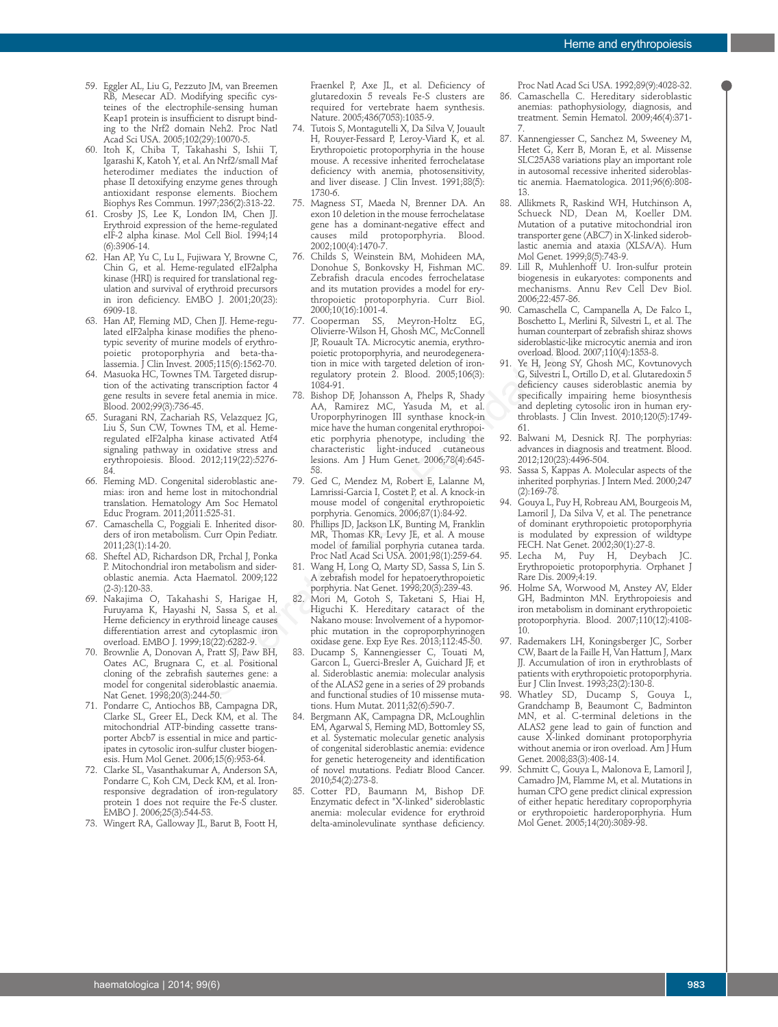59. Eggler AL, Liu G, Pezzuto JM, van Breemen RB, Mesecar AD. Modifying specific cysteines of the electrophile-sensing human Keap1 protein is insufficient to disrupt binding to the Nrf2 domain Neh2. Proc Natl Acad Sci USA. 2005;102(29):10070-5.
60. Itoh K, Chiba T, Takahashi S, Ishii T, Igarashi K, Katoh Y, et al. An Nrf2/small Maf heterodimer mediates the induction of phase II detoxifying enzyme genes through antioxidant response elements. Biochem Biophys Res Commun. 1997;236(2):313-22.
61. Crosby JS, Lee K, London IM, Chen JJ. Erythroid expression of the heme-regulated eIF-2 alpha kinase. Mol Cell Biol. 1994;14(6):3906-14.
62. Han AP, Yu C, Lu L, Fujiwara Y, Browne C, Chin G, et al. Heme-regulated eIF2alpha kinase (HRI) is required for translational regulation and survival of erythroid precursors in iron deficiency. EMBO J. 2001;20(23):6909-18.
63. Han AP, Fleming MD, Chen JJ. Heme-regulated eIF2alpha kinase modifies the phenotypic severity of murine models of erythropoietic protoporphyria and beta-thalassemia. J Clin Invest. 2005;115(6):1562-70.
64. Masuoka HC, Townes TM. Targeted disruption of the activating transcription factor 4 gene results in severe fetal anemia in mice. Blood. 2002;99(3):736-45.
65. Suragani RN, Zachariah RS, Velazquez JG, Liu S, Sun CW, Townes TM, et al. Heme-regulated eIF2alpha kinase activated Atf4 signaling pathway in oxidative stress and erythropoiesis. Blood. 2012;119(22):5276-84.
66. Fleming MD. Congenital sideroblastic anemias: iron and heme lost in mitochondrial translation. Hematology Am Soc Hematol Educ Program. 2011;2011:525-31.
67. Camaschella C, Poggiali E. Inherited disorders of iron metabolism. Curr Opin Pediatr. 2011;23(1):14-20.
68. Sheftel AD, Richardson DR, Prchal J, Ponka P. Mitochondrial iron metabolism and sideroblastic anemia. Acta Haematol. 2009;122(2-3):120-33.
69. Nakajima O, Takahashi S, Harigae H, Furuyama K, Hayashi N, Sassa S, et al. Heme deficiency in erythroid lineage causes differentiation arrest and cytoplasmic iron overload. EMBO J. 1999;18(22):6282-9.
70. Brownlie A, Donovan A, Pratt SJ, Paw BH, Oates AC, Brugnara C, et al. Positional cloning of the zebrafish sauternes gene: a model for congenital sideroblastic anaemia. Nat Genet. 1998;20(3):244-50.
71. Pondarre C, Antiochos BB, Campagna DR, Clarke SL, Greer EL, Deck KM, et al. The mitochondrial ATP-binding cassette transporter Abcb7 is essential in mice and participates in cytosolic iron-sulfur cluster biogenesis. Hum Mol Genet. 2006;15(6):953-64.
72. Clarke SL, Vasanthakumar A, Anderson SA, Pondarre C, Koh CM, Deck KM, et al. Iron-responsive degradation of iron-regulatory protein 1 does not require the Fe-S cluster. EMBO J. 2006;25(3):544-53.
73. Wingert RA, Galloway JL, Barut B, Foott H, Fraenkel P, Axe JL, et al. Deficiency of glutaredoxin 5 reveals Fe-S clusters are required for vertebrate haem synthesis. Nature. 2005;436(7053):1035-9.
74. Tutois S, Montagutelli X, Da Silva V, Jouault H, Rouyer-Fessard P, Leroy-Viard K, et al. Erythropoietic protoporphyria in the house mouse. A recessive inherited ferrochelatase deficiency with anemia, photosensitivity, and liver disease. J Clin Invest. 1991;88(5):1730-6.
75. Magness ST, Maeda N, Brenner DA. An exon 10 deletion in the mouse ferrochelatase gene has a dominant-negative effect and causes mild protoporphyria. Blood. 2002;100(4):1470-7.
76. Childs S, Weinstein BM, Mohideen MA, Donohue S, Bonkovsky H, Fishman MC. Zebrafish dracula encodes ferrochelatase and its mutation provides a model for erythropoietic protoporphyria. Curr Biol. 2000;10(16):1001-4.
77. Cooperman SS, Meyron-Holtz EG, Olivierre-Wilson H, Ghosh MC, McConnell JP, Rouault TA. Microcytic anemia, erythropoietic protoporphyria, and neurodegeneration in mice with targeted deletion of iron-regulatory protein 2. Blood. 2005;106(3):1084-91.
78. Bishop DF, Johansson A, Phelps R, Shady AA, Ramirez MC, Yasuda M, et al. Uroporphyrinogen III synthase knock-in mice have the human congenital erythropoietic porphyria phenotype, including the characteristic light-induced cutaneous lesions. Am J Hum Genet. 2006;78(4):645-58.
79. Ged C, Mendez M, Robert E, Lalanne M, Lamrissi-Garcia I, Costet P, et al. A knock-in mouse model of congenital erythropoietic porphyria. Genomics. 2006;87(1):84-92.
80. Phillips JD, Jackson LK, Bunting M, Franklin MR, Thomas KR, Levy JE, et al. A mouse model of familial porphyria cutanea tarda. Proc Natl Acad Sci USA. 2001;98(1):259-64.
81. Wang H, Long Q, Marty SD, Sassa S, Lin S. A zebrafish model for hepatoerythropoietic porphyria. Nat Genet. 1998;20(3):239-43.
82. Mori M, Gotoh S, Taketani S, Hiai H, Higuchi K. Hereditary cataract of the Nakano mouse: Involvement of a hypomorphic mutation in the coproporphyrinogen oxidase gene. Exp Eye Res. 2013;112:45-50.
83. Ducamp S, Kannengiesser C, Touati M, Garcon L, Guerci-Bresler A, Guichard JF, et al. Sideroblastic anemia: molecular analysis of the ALAS2 gene in a series of 29 probands and functional studies of 10 missense mutations. Hum Mutat. 2011;32(6):590-7.
84. Bergmann AK, Campagna DR, McLoughlin EM, Agarwal S, Fleming MD, Bottomley SS, et al. Systematic molecular genetic analysis of congenital sideroblastic anemia: evidence for genetic heterogeneity and identification of novel mutations. Pediatr Blood Cancer. 2010;54(2):273-8.
85. Cotter PD, Baumann M, Bishop DF. Enzymatic defect in "X-linked" sideroblastic anemia: molecular evidence for erythroid delta-aminolevulinate synthase deficiency. Proc Natl Acad Sci USA. 1992;89(9):4028-32.
86. Camaschella C. Hereditary sideroblastic anemias: pathophysiology, diagnosis, and treatment. Semin Hematol. 2009;46(4):371-7.
87. Kannengiesser C, Sanchez M, Sweeney M, Hetet G, Kerr B, Moran E, et al. Missense SLC25A38 variations play an important role in autosomal recessive inherited sideroblastic anemia. Haematologica. 2011;96(6):808-13.
88. Allikmets R, Raskind WH, Hutchinson A, Schueck ND, Dean M, Koeller DM. Mutation of a putative mitochondrial iron transporter gene (ABC7) in X-linked sideroblastic anemia and ataxia (XLSA/A). Hum Mol Genet. 1999;8(5):743-9.
89. Lill R, Muhlenhoff U. Iron-sulfur protein biogenesis in eukaryotes: components and mechanisms. Annu Rev Cell Dev Biol. 2006;22:457-86.
90. Camaschella C, Campanella A, De Falco L, Boschetto L, Merlini R, Silvestri L, et al. The human counterpart of zebrafish shiraz shows sideroblastic-like microcytic anemia and iron overload. Blood. 2007;110(4):1353-8.
91. Ye H, Jeong SY, Ghosh MC, Kovtunovych G, Silvestri L, Ortillo D, et al. Glutaredoxin 5 deficiency causes sideroblastic anemia by specifically impairing heme biosynthesis and depleting cytosolic iron in human erythroblasts. J Clin Invest. 2010;120(5):1749-61.
92. Balwani M, Desnick RJ. The porphyrias: advances in diagnosis and treatment. Blood. 2012;120(23):4496-504.
93. Sassa S, Kappas A. Molecular aspects of the inherited porphyrias. J Intern Med. 2000;247(2):169-78.
94. Gouya L, Puy H, Robreau AM, Bourgeois M, Lamoril J, Da Silva V, et al. The penetrance of dominant erythropoietic protoporphyria is modulated by expression of wildtype FECH. Nat Genet. 2002;30(1):27-8.
95. Lecha M, Puy H, Deybach JC. Erythropoietic protoporphyria. Orphanet J Rare Dis. 2009;4:19.
96. Holme SA, Worwood M, Anstey AV, Elder GH, Badminton MN. Erythropoiesis and iron metabolism in dominant erythropoietic protoporphyria. Blood. 2007;110(12):4108-10.
97. Rademakers LH, Koningsberger JC, Sorber CW, Baart de la Faille H, Van Hattum J, Marx JJ. Accumulation of iron in erythroblasts of patients with erythropoietic protoporphyria. Eur J Clin Invest. 1993;23(2):130-8.
98. Whatley SD, Ducamp S, Gouya L, Grandchamp B, Beaumont C, Badminton MN, et al. C-terminal deletions in the ALAS2 gene lead to gain of function and cause X-linked dominant protoporphyria without anemia or iron overload. Am J Hum Genet. 2008;83(3):408-14.
99. Schmitt C, Gouya L, Malonova E, Lamoril J, Camadro JM, Flamme M, et al. Mutations in human CPO gene predict clinical expression of either hepatic hereditary coproporphyria or erythropoietic harderoporphyria. Hum Mol Genet. 2005;14(20):3089-98.